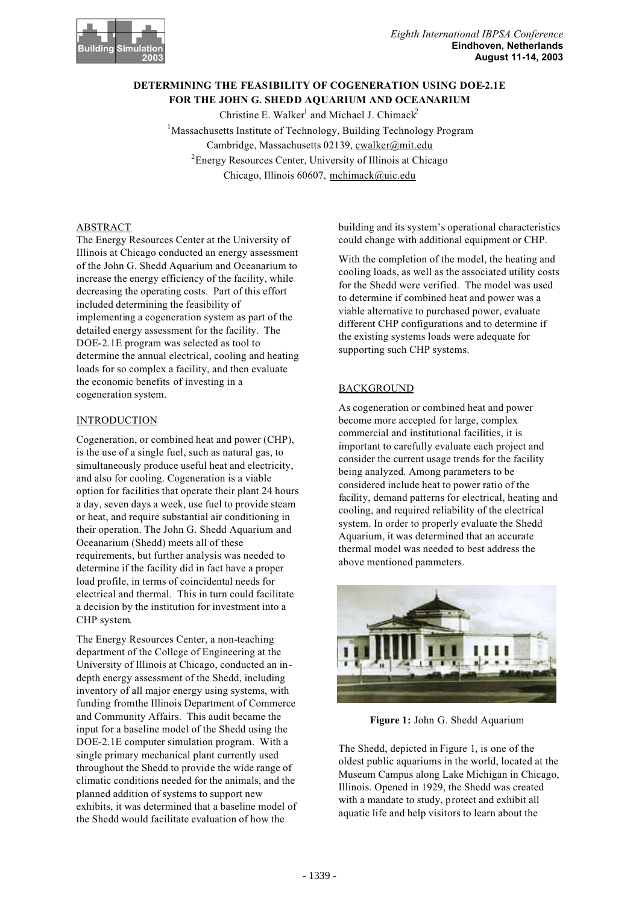# DETERMINING THE FEASIBILITY OF COGENERATION USING DOE-2.1E FOR THE JOHN G. SHEDD AQUARIUM AND OCEANARIUM

Christine E. Walker[1] and Michael J. Chimack[2]

[1]Massachusetts Institute of Technology, Building Technology Program
Cambridge, Massachusetts 02139, cwalker@mit.edu

[2]Energy Resources Center, University of Illinois at Chicago
Chicago, Illinois 60607, mchimack@uic.edu

## ABSTRACT

The Energy Resources Center at the University of Illinois at Chicago conducted an energy assessment of the John G. Shedd Aquarium and Oceanarium to increase the energy efficiency of the facility, while decreasing the operating costs. Part of this effort included determining the feasibility of implementing a cogeneration system as part of the detailed energy assessment for the facility. The DOE-2.1E program was selected as tool to determine the annual electrical, cooling and heating loads for so complex a facility, and then evaluate the economic benefits of investing in a cogeneration system.

## INTRODUCTION

Cogeneration, or combined heat and power (CHP), is the use of a single fuel, such as natural gas, to simultaneously produce useful heat and electricity, and also for cooling. Cogeneration is a viable option for facilities that operate their plant 24 hours a day, seven days a week, use fuel to provide steam or heat, and require substantial air conditioning in their operation. The John G. Shedd Aquarium and Oceanarium (Shedd) meets all of these requirements, but further analysis was needed to determine if the facility did in fact have a proper load profile, in terms of coincidental needs for electrical and thermal. This in turn could facilitate a decision by the institution for investment into a CHP system.

The Energy Resources Center, a non-teaching department of the College of Engineering at the University of Illinois at Chicago, conducted an in-depth energy assessment of the Shedd, including inventory of all major energy using systems, with funding fromthe Illinois Department of Commerce and Community Affairs. This audit became the input for a baseline model of the Shedd using the DOE-2.1E computer simulation program. With a single primary mechanical plant currently used throughout the Shedd to provide the wide range of climatic conditions needed for the animals, and the planned addition of systems to support new exhibits, it was determined that a baseline model of the Shedd would facilitate evaluation of how the building and its system's operational characteristics could change with additional equipment or CHP.

With the completion of the model, the heating and cooling loads, as well as the associated utility costs for the Shedd were verified. The model was used to determine if combined heat and power was a viable alternative to purchased power, evaluate different CHP configurations and to determine if the existing systems loads were adequate for supporting such CHP systems.

## BACKGROUND

As cogeneration or combined heat and power become more accepted for large, complex commercial and institutional facilities, it is important to carefully evaluate each project and consider the current usage trends for the facility being analyzed. Among parameters to be considered include heat to power ratio of the facility, demand patterns for electrical, heating and cooling, and required reliability of the electrical system. In order to properly evaluate the Shedd Aquarium, it was determined that an accurate thermal model was needed to best address the above mentioned parameters.

**Figure 1:** John G. Shedd Aquarium

The Shedd, depicted in Figure 1, is one of the oldest public aquariums in the world, located at the Museum Campus along Lake Michigan in Chicago, Illinois. Opened in 1929, the Shedd was created with a mandate to study, protect and exhibit all aquatic life and help visitors to learn about the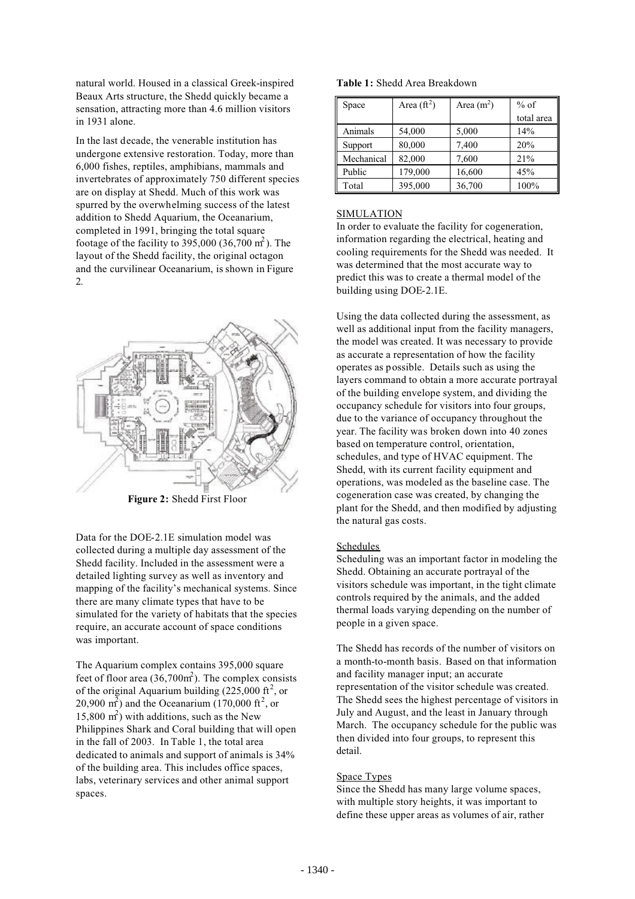natural world. Housed in a classical Greek-inspired Beaux Arts structure, the Shedd quickly became a sensation, attracting more than 4.6 million visitors in 1931 alone.

In the last decade, the venerable institution has undergone extensive restoration. Today, more than 6,000 fishes, reptiles, amphibians, mammals and invertebrates of approximately 750 different species are on display at Shedd. Much of this work was spurred by the overwhelming success of the latest addition to Shedd Aquarium, the Oceanarium, completed in 1991, bringing the total square footage of the facility to 395,000 (36,700 $m^2$). The layout of the Shedd facility, the original octagon and the curvilinear Oceanarium, is shown in Figure 2.

**Figure 2:** Shedd First Floor

Data for the DOE-2.1E simulation model was collected during a multiple day assessment of the Shedd facility. Included in the assessment were a detailed lighting survey as well as inventory and mapping of the facility's mechanical systems. Since there are many climate types that have to be simulated for the variety of habitats that the species require, an accurate account of space conditions was important.

The Aquarium complex contains 395,000 square feet of floor area (36,700$m^2$). The complex consists of the original Aquarium building (225,000 $ft^2$, or 20,900 $m^2$) and the Oceanarium (170,000 $ft^2$, or 15,800 $m^2$) with additions, such as the New Philippines Shark and Coral building that will open in the fall of 2003. In Table 1, the total area dedicated to animals and support of animals is 34% of the building area. This includes office spaces, labs, veterinary services and other animal support spaces.

**Table 1:** Shedd Area Breakdown

| Space | Area ($ft^2$) | Area ($m^2$) | % of total area |
|---|---|---|---|
| Animals | 54,000 | 5,000 | 14% |
| Support | 80,000 | 7,400 | 20% |
| Mechanical | 82,000 | 7,600 | 21% |
| Public | 179,000 | 16,600 | 45% |
| Total | 395,000 | 36,700 | 100% |

## SIMULATION

In order to evaluate the facility for cogeneration, information regarding the electrical, heating and cooling requirements for the Shedd was needed. It was determined that the most accurate way to predict this was to create a thermal model of the building using DOE-2.1E.

Using the data collected during the assessment, as well as additional input from the facility managers, the model was created. It was necessary to provide as accurate a representation of how the facility operates as possible. Details such as using the layers command to obtain a more accurate portrayal of the building envelope system, and dividing the occupancy schedule for visitors into four groups, due to the variance of occupancy throughout the year. The facility was broken down into 40 zones based on temperature control, orientation, schedules, and type of HVAC equipment. The Shedd, with its current facility equipment and operations, was modeled as the baseline case. The cogeneration case was created, by changing the plant for the Shedd, and then modified by adjusting the natural gas costs.

### Schedules

Scheduling was an important factor in modeling the Shedd. Obtaining an accurate portrayal of the visitors schedule was important, in the tight climate controls required by the animals, and the added thermal loads varying depending on the number of people in a given space.

The Shedd has records of the number of visitors on a month-to-month basis. Based on that information and facility manager input; an accurate representation of the visitor schedule was created. The Shedd sees the highest percentage of visitors in July and August, and the least in January through March. The occupancy schedule for the public was then divided into four groups, to represent this detail.

### Space Types

Since the Shedd has many large volume spaces, with multiple story heights, it was important to define these upper areas as volumes of air, rather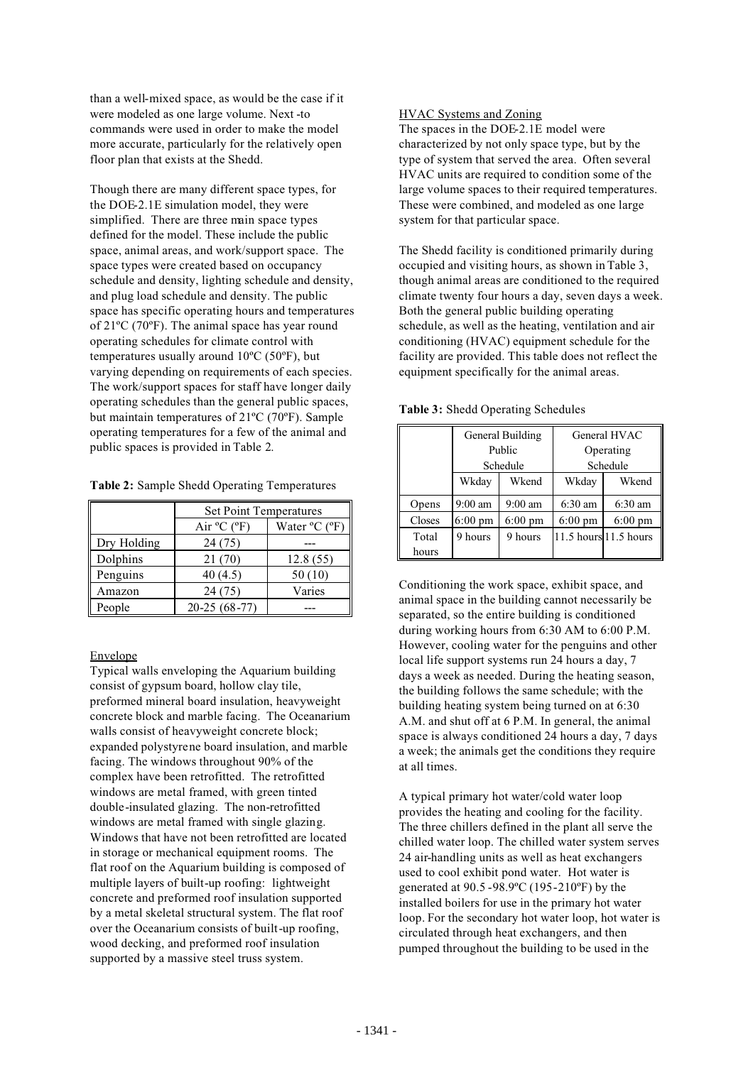than a well-mixed space, as would be the case if it were modeled as one large volume. Next -to commands were used in order to make the model more accurate, particularly for the relatively open floor plan that exists at the Shedd.

Though there are many different space types, for the DOE-2.1E simulation model, they were simplified. There are three main space types defined for the model. These include the public space, animal areas, and work/support space. The space types were created based on occupancy schedule and density, lighting schedule and density, and plug load schedule and density. The public space has specific operating hours and temperatures of 21ºC (70ºF). The animal space has year round operating schedules for climate control with temperatures usually around 10ºC (50ºF), but varying depending on requirements of each species. The work/support spaces for staff have longer daily operating schedules than the general public spaces, but maintain temperatures of 21ºC (70ºF). Sample operating temperatures for a few of the animal and public spaces is provided in Table 2.

**Table 2:** Sample Shedd Operating Temperatures

| | Set Point Temperatures | |
|---|---|---|
| | Air ºC (ºF) | Water ºC (ºF) |
| Dry Holding | 24 (75) | --- |
| Dolphins | 21 (70) | 12.8 (55) |
| Penguins | 40 (4.5) | 50 (10) |
| Amazon | 24 (75) | Varies |
| People | 20-25 (68-77) | --- |

### Envelope

Typical walls enveloping the Aquarium building consist of gypsum board, hollow clay tile, preformed mineral board insulation, heavyweight concrete block and marble facing. The Oceanarium walls consist of heavyweight concrete block; expanded polystyrene board insulation, and marble facing. The windows throughout 90% of the complex have been retrofitted. The retrofitted windows are metal framed, with green tinted double-insulated glazing. The non-retrofitted windows are metal framed with single glazing. Windows that have not been retrofitted are located in storage or mechanical equipment rooms. The flat roof on the Aquarium building is composed of multiple layers of built-up roofing: lightweight concrete and preformed roof insulation supported by a metal skeletal structural system. The flat roof over the Oceanarium consists of built-up roofing, wood decking, and preformed roof insulation supported by a massive steel truss system.

### HVAC Systems and Zoning

The spaces in the DOE-2.1E model were characterized by not only space type, but by the type of system that served the area. Often several HVAC units are required to condition some of the large volume spaces to their required temperatures. These were combined, and modeled as one large system for that particular space.

The Shedd facility is conditioned primarily during occupied and visiting hours, as shown in Table 3, though animal areas are conditioned to the required climate twenty four hours a day, seven days a week. Both the general public building operating schedule, as well as the heating, ventilation and air conditioning (HVAC) equipment schedule for the facility are provided. This table does not reflect the equipment specifically for the animal areas.

**Table 3:** Shedd Operating Schedules

| | General Building Public Schedule | | General HVAC Operating Schedule | |
|---|---|---|---|---|
| | Wkday | Wkend | Wkday | Wkend |
| Opens | 9:00 am | 9:00 am | 6:30 am | 6:30 am |
| Closes | 6:00 pm | 6:00 pm | 6:00 pm | 6:00 pm |
| Total hours | 9 hours | 9 hours | 11.5 hours | 11.5 hours |

Conditioning the work space, exhibit space, and animal space in the building cannot necessarily be separated, so the entire building is conditioned during working hours from 6:30 AM to 6:00 P.M. However, cooling water for the penguins and other local life support systems run 24 hours a day, 7 days a week as needed. During the heating season, the building follows the same schedule; with the building heating system being turned on at 6:30 A.M. and shut off at 6 P.M. In general, the animal space is always conditioned 24 hours a day, 7 days a week; the animals get the conditions they require at all times.

A typical primary hot water/cold water loop provides the heating and cooling for the facility. The three chillers defined in the plant all serve the chilled water loop. The chilled water system serves 24 air-handling units as well as heat exchangers used to cool exhibit pond water. Hot water is generated at 90.5 -98.9ºC (195-210ºF) by the installed boilers for use in the primary hot water loop. For the secondary hot water loop, hot water is circulated through heat exchangers, and then pumped throughout the building to be used in the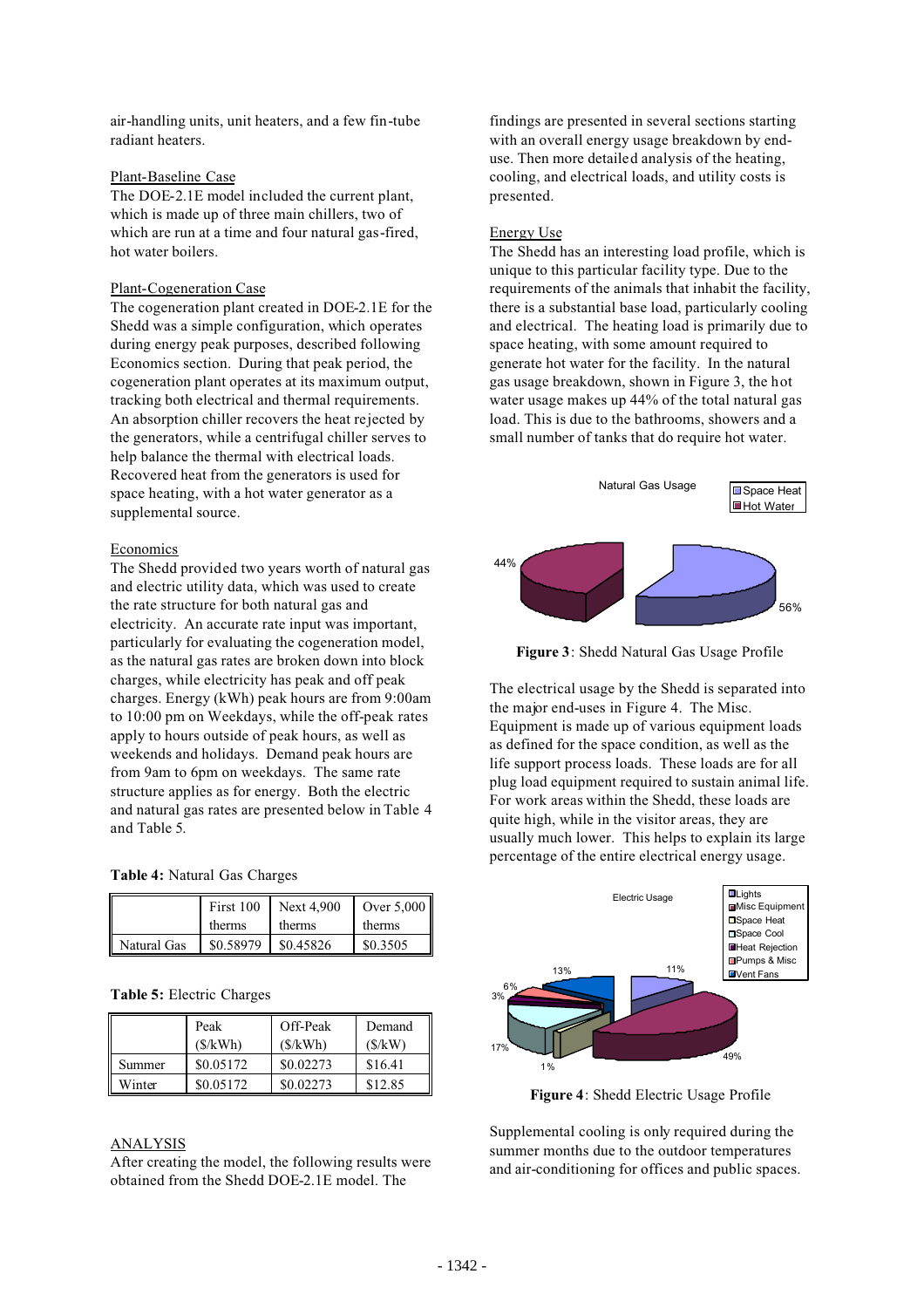air-handling units, unit heaters, and a few fin-tube radiant heaters.

Plant-Baseline Case

The DOE-2.1E model included the current plant, which is made up of three main chillers, two of which are run at a time and four natural gas-fired, hot water boilers.

Plant-Cogeneration Case

The cogeneration plant created in DOE-2.1E for the Shedd was a simple configuration, which operates during energy peak purposes, described following Economics section. During that peak period, the cogeneration plant operates at its maximum output, tracking both electrical and thermal requirements. An absorption chiller recovers the heat rejected by the generators, while a centrifugal chiller serves to help balance the thermal with electrical loads. Recovered heat from the generators is used for space heating, with a hot water generator as a supplemental source.

Economics

The Shedd provided two years worth of natural gas and electric utility data, which was used to create the rate structure for both natural gas and electricity. An accurate rate input was important, particularly for evaluating the cogeneration model, as the natural gas rates are broken down into block charges, while electricity has peak and off peak charges. Energy (kWh) peak hours are from 9:00am to 10:00 pm on Weekdays, while the off-peak rates apply to hours outside of peak hours, as well as weekends and holidays. Demand peak hours are from 9am to 6pm on weekdays. The same rate structure applies as for energy. Both the electric and natural gas rates are presented below in Table 4 and Table 5.

**Table 4:** Natural Gas Charges

| | First 100 therms | Next 4,900 therms | Over 5,000 therms |
|---|---|---|---|
| Natural Gas | $0.58979 | $0.45826 | $0.3505 |

**Table 5:** Electric Charges

| | Peak ($/kWh) | Off-Peak ($/kWh) | Demand ($/kW) |
|---|---|---|---|
| Summer | $0.05172 | $0.02273 | $16.41 |
| Winter | $0.05172 | $0.02273 | $12.85 |

ANALYSIS

After creating the model, the following results were obtained from the Shedd DOE-2.1E model. The findings are presented in several sections starting with an overall energy usage breakdown by end-use. Then more detailed analysis of the heating, cooling, and electrical loads, and utility costs is presented.

Energy Use

The Shedd has an interesting load profile, which is unique to this particular facility type. Due to the requirements of the animals that inhabit the facility, there is a substantial base load, particularly cooling and electrical. The heating load is primarily due to space heating, with some amount required to generate hot water for the facility. In the natural gas usage breakdown, shown in Figure 3, the hot water usage makes up 44% of the total natural gas load. This is due to the bathrooms, showers and a small number of tanks that do require hot water.

**Figure 3**: Shedd Natural Gas Usage Profile

The electrical usage by the Shedd is separated into the major end-uses in Figure 4. The Misc. Equipment is made up of various equipment loads as defined for the space condition, as well as the life support process loads. These loads are for all plug load equipment required to sustain animal life. For work areas within the Shedd, these loads are quite high, while in the visitor areas, they are usually much lower. This helps to explain its large percentage of the entire electrical energy usage.

**Figure 4**: Shedd Electric Usage Profile

Supplemental cooling is only required during the summer months due to the outdoor temperatures and air-conditioning for offices and public spaces.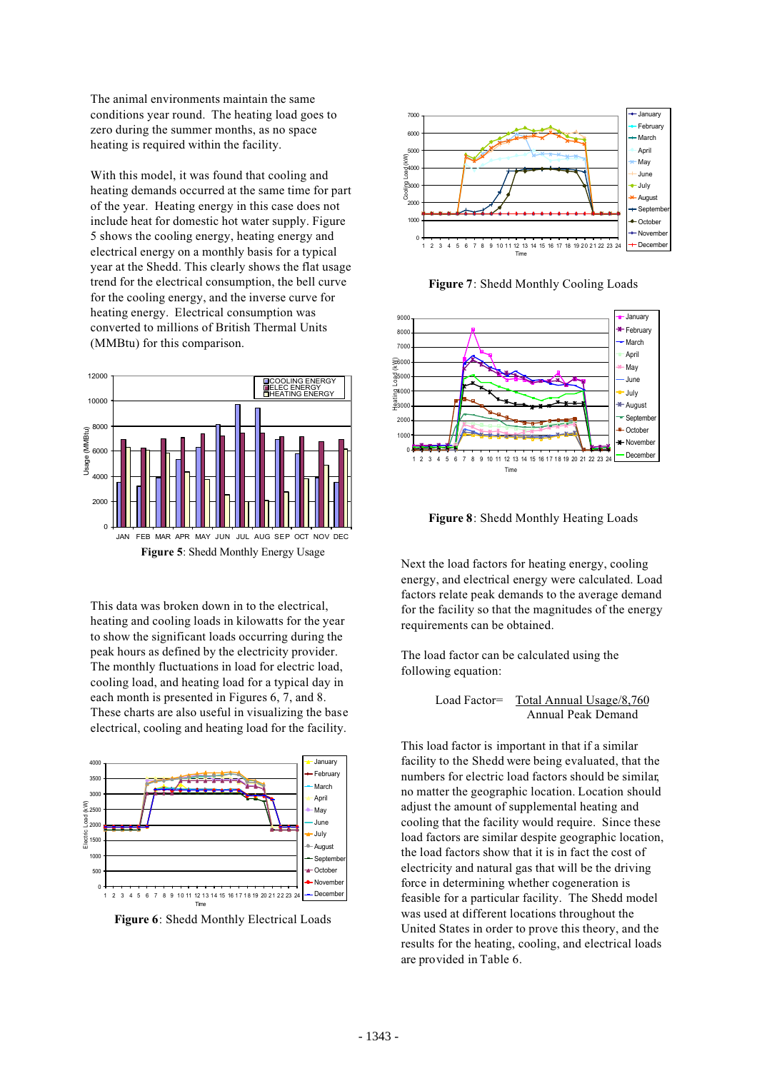The animal environments maintain the same conditions year round. The heating load goes to zero during the summer months, as no space heating is required within the facility.

With this model, it was found that cooling and heating demands occurred at the same time for part of the year. Heating energy in this case does not include heat for domestic hot water supply. Figure 5 shows the cooling energy, heating energy and electrical energy on a monthly basis for a typical year at the Shedd. This clearly shows the flat usage trend for the electrical consumption, the bell curve for the cooling energy, and the inverse curve for heating energy. Electrical consumption was converted to millions of British Thermal Units (MMBtu) for this comparison.

**Figure 5**: Shedd Monthly Energy Usage

This data was broken down in to the electrical, heating and cooling loads in kilowatts for the year to show the significant loads occurring during the peak hours as defined by the electricity provider. The monthly fluctuations in load for electric load, cooling load, and heating load for a typical day in each month is presented in Figures 6, 7, and 8. These charts are also useful in visualizing the base electrical, cooling and heating load for the facility.

**Figure 6**: Shedd Monthly Electrical Loads

**Figure 7**: Shedd Monthly Cooling Loads

**Figure 8**: Shedd Monthly Heating Loads

Next the load factors for heating energy, cooling energy, and electrical energy were calculated. Load factors relate peak demands to the average demand for the facility so that the magnitudes of the energy requirements can be obtained.

The load factor can be calculated using the following equation:

$$\text{Load Factor} = \frac{\text{Total Annual Usage}/8{,}760}{\text{Annual Peak Demand}}$$

This load factor is important in that if a similar facility to the Shedd were being evaluated, that the numbers for electric load factors should be similar, no matter the geographic location. Location should adjust the amount of supplemental heating and cooling that the facility would require. Since these load factors are similar despite geographic location, the load factors show that it is in fact the cost of electricity and natural gas that will be the driving force in determining whether cogeneration is feasible for a particular facility. The Shedd model was used at different locations throughout the United States in order to prove this theory, and the results for the heating, cooling, and electrical loads are provided in Table 6.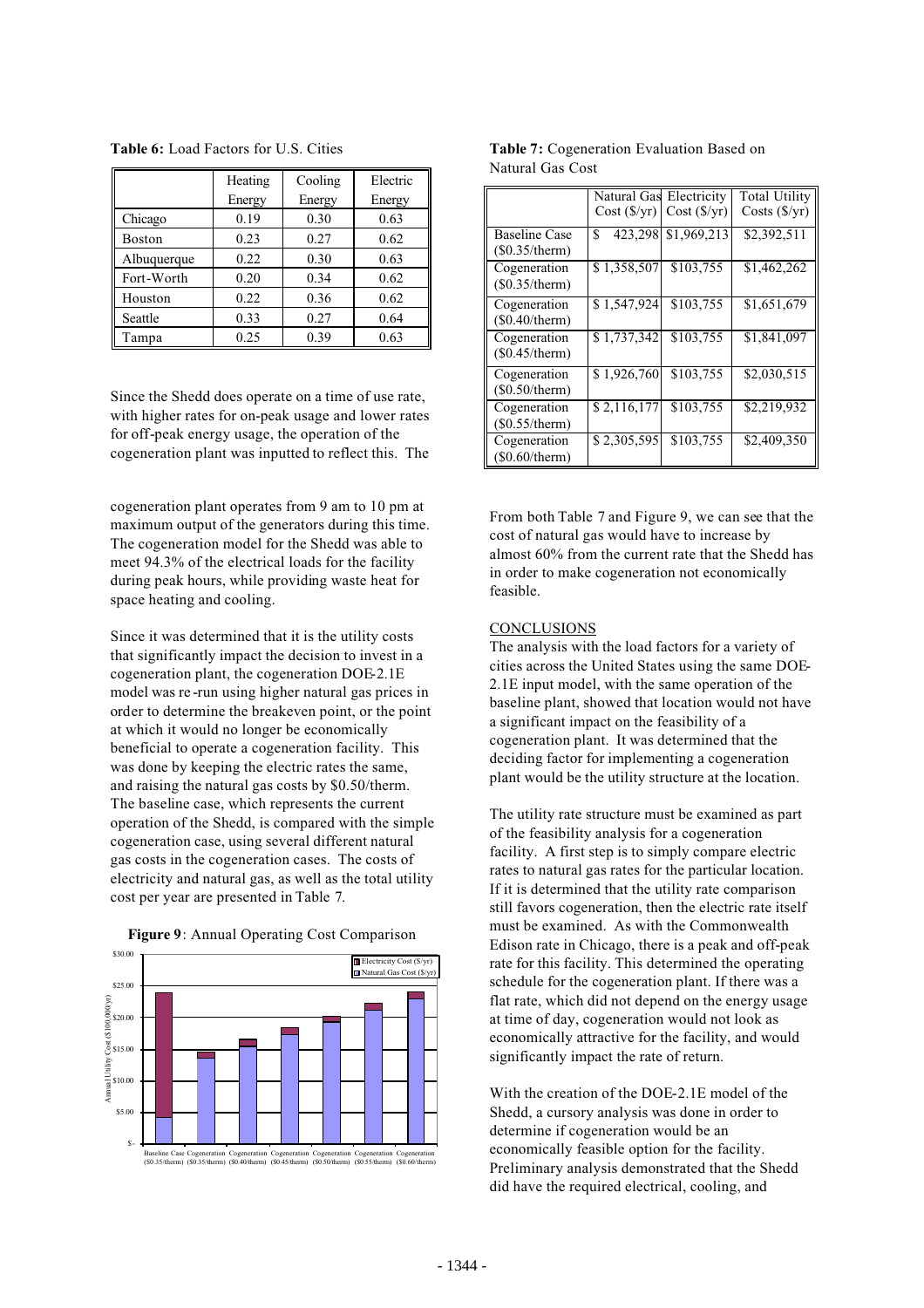**Table 6:** Load Factors for U.S. Cities

| | Heating Energy | Cooling Energy | Electric Energy |
|---|---|---|---|
| Chicago | 0.19 | 0.30 | 0.63 |
| Boston | 0.23 | 0.27 | 0.62 |
| Albuquerque | 0.22 | 0.30 | 0.63 |
| Fort-Worth | 0.20 | 0.34 | 0.62 |
| Houston | 0.22 | 0.36 | 0.62 |
| Seattle | 0.33 | 0.27 | 0.64 |
| Tampa | 0.25 | 0.39 | 0.63 |

Since the Shedd does operate on a time of use rate, with higher rates for on-peak usage and lower rates for off-peak energy usage, the operation of the cogeneration plant was inputted to reflect this. The cogeneration plant operates from 9 am to 10 pm at maximum output of the generators during this time. The cogeneration model for the Shedd was able to meet 94.3% of the electrical loads for the facility during peak hours, while providing waste heat for space heating and cooling.

Since it was determined that it is the utility costs that significantly impact the decision to invest in a cogeneration plant, the cogeneration DOE-2.1E model was re-run using higher natural gas prices in order to determine the breakeven point, or the point at which it would no longer be economically beneficial to operate a cogeneration facility. This was done by keeping the electric rates the same, and raising the natural gas costs by $0.50/therm. The baseline case, which represents the current operation of the Shedd, is compared with the simple cogeneration case, using several different natural gas costs in the cogeneration cases. The costs of electricity and natural gas, as well as the total utility cost per year are presented in Table 7.

**Figure 9**: Annual Operating Cost Comparison

**Table 7:** Cogeneration Evaluation Based on Natural Gas Cost

| | Natural Gas Cost ($/yr) | Electricity Cost ($/yr) | Total Utility Costs ($/yr) |
|---|---|---|---|
| Baseline Case ($0.35/therm) | $ 423,298 | $1,969,213 | $2,392,511 |
| Cogeneration ($0.35/therm) | $ 1,358,507 | $103,755 | $1,462,262 |
| Cogeneration ($0.40/therm) | $ 1,547,924 | $103,755 | $1,651,679 |
| Cogeneration ($0.45/therm) | $ 1,737,342 | $103,755 | $1,841,097 |
| Cogeneration ($0.50/therm) | $ 1,926,760 | $103,755 | $2,030,515 |
| Cogeneration ($0.55/therm) | $ 2,116,177 | $103,755 | $2,219,932 |
| Cogeneration ($0.60/therm) | $ 2,305,595 | $103,755 | $2,409,350 |

From both Table 7 and Figure 9, we can see that the cost of natural gas would have to increase by almost 60% from the current rate that the Shedd has in order to make cogeneration not economically feasible.

## CONCLUSIONS

The analysis with the load factors for a variety of cities across the United States using the same DOE-2.1E input model, with the same operation of the baseline plant, showed that location would not have a significant impact on the feasibility of a cogeneration plant. It was determined that the deciding factor for implementing a cogeneration plant would be the utility structure at the location.

The utility rate structure must be examined as part of the feasibility analysis for a cogeneration facility. A first step is to simply compare electric rates to natural gas rates for the particular location. If it is determined that the utility rate comparison still favors cogeneration, then the electric rate itself must be examined. As with the Commonwealth Edison rate in Chicago, there is a peak and off-peak rate for this facility. This determined the operating schedule for the cogeneration plant. If there was a flat rate, which did not depend on the energy usage at time of day, cogeneration would not look as economically attractive for the facility, and would significantly impact the rate of return.

With the creation of the DOE-2.1E model of the Shedd, a cursory analysis was done in order to determine if cogeneration would be an economically feasible option for the facility. Preliminary analysis demonstrated that the Shedd did have the required electrical, cooling, and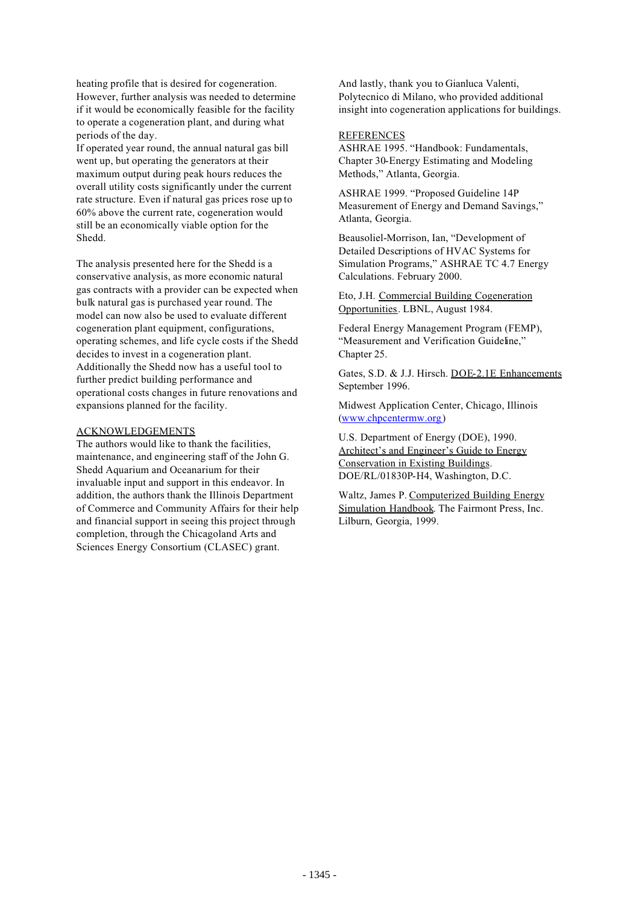heating profile that is desired for cogeneration. However, further analysis was needed to determine if it would be economically feasible for the facility to operate a cogeneration plant, and during what periods of the day.

If operated year round, the annual natural gas bill went up, but operating the generators at their maximum output during peak hours reduces the overall utility costs significantly under the current rate structure. Even if natural gas prices rose up to 60% above the current rate, cogeneration would still be an economically viable option for the Shedd.

The analysis presented here for the Shedd is a conservative analysis, as more economic natural gas contracts with a provider can be expected when bulk natural gas is purchased year round. The model can now also be used to evaluate different cogeneration plant equipment, configurations, operating schemes, and life cycle costs if the Shedd decides to invest in a cogeneration plant. Additionally the Shedd now has a useful tool to further predict building performance and operational costs changes in future renovations and expansions planned for the facility.

## ACKNOWLEDGEMENTS

The authors would like to thank the facilities, maintenance, and engineering staff of the John G. Shedd Aquarium and Oceanarium for their invaluable input and support in this endeavor. In addition, the authors thank the Illinois Department of Commerce and Community Affairs for their help and financial support in seeing this project through completion, through the Chicagoland Arts and Sciences Energy Consortium (CLASEC) grant.

And lastly, thank you to Gianluca Valenti, Polytecnico di Milano, who provided additional insight into cogeneration applications for buildings.

## REFERENCES

ASHRAE 1995. “Handbook: Fundamentals, Chapter 30-Energy Estimating and Modeling Methods,” Atlanta, Georgia.

ASHRAE 1999. “Proposed Guideline 14P Measurement of Energy and Demand Savings,” Atlanta, Georgia.

Beausoliel-Morrison, Ian, “Development of Detailed Descriptions of HVAC Systems for Simulation Programs,” ASHRAE TC 4.7 Energy Calculations. February 2000.

Eto, J.H. Commercial Building Cogeneration Opportunities. LBNL, August 1984.

Federal Energy Management Program (FEMP), “Measurement and Verification Guideline,” Chapter 25.

Gates, S.D. & J.J. Hirsch. DOE-2.1E Enhancements September 1996.

Midwest Application Center, Chicago, Illinois (www.chpcentermw.org)

U.S. Department of Energy (DOE), 1990. Architect’s and Engineer’s Guide to Energy Conservation in Existing Buildings. DOE/RL/01830P-H4, Washington, D.C.

Waltz, James P. Computerized Building Energy Simulation Handbook. The Fairmont Press, Inc. Lilburn, Georgia, 1999.